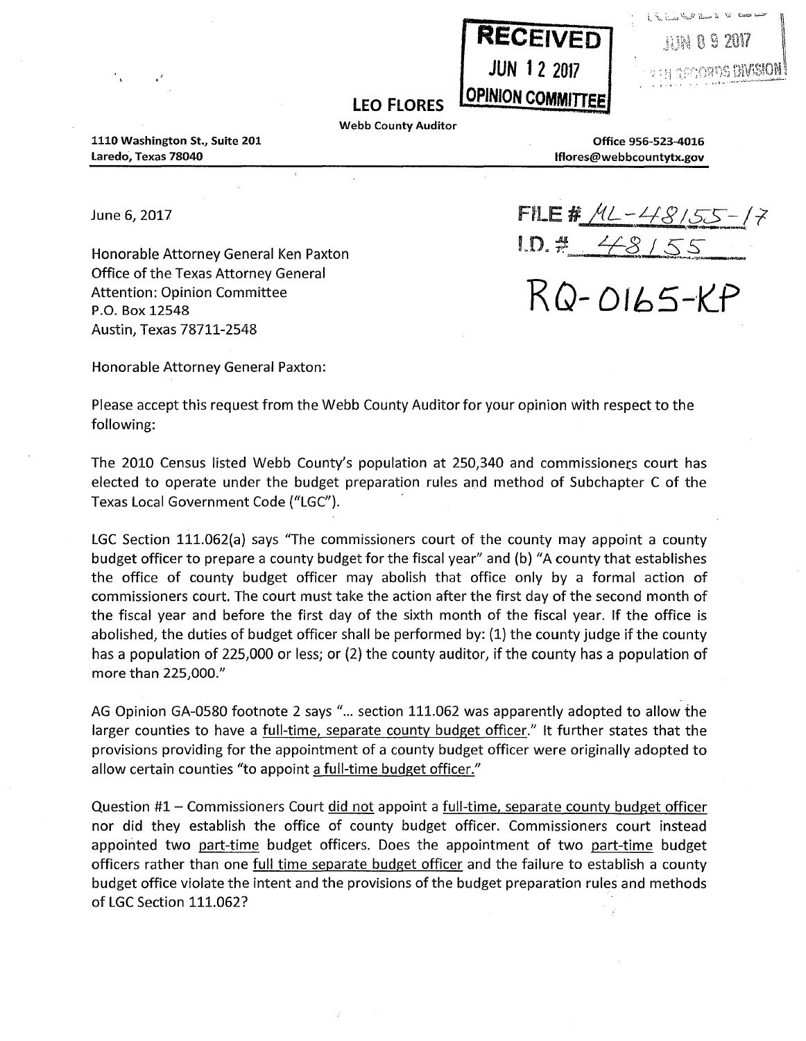RECEIVED
JUN 12 2017
OPINION COMMITTEE

RECEIVED
JUN 09 2017
OPEN RECORDS DIVISION

# LEO FLORES

Webb County Auditor

1110 Washington St., Suite 201
Laredo, Texas 78040

Office 956-523-4016
lflores@webbcountytx.gov

June 6, 2017

FILE # ML-48155-17
I.D. # 48155

RQ-0165-KP

Honorable Attorney General Ken Paxton
Office of the Texas Attorney General
Attention: Opinion Committee
P.O. Box 12548
Austin, Texas 78711-2548

Honorable Attorney General Paxton:

Please accept this request from the Webb County Auditor for your opinion with respect to the following:

The 2010 Census listed Webb County's population at 250,340 and commissioners court has elected to operate under the budget preparation rules and method of Subchapter C of the Texas Local Government Code ("LGC").

LGC Section 111.062(a) says "The commissioners court of the county may appoint a county budget officer to prepare a county budget for the fiscal year" and (b) "A county that establishes the office of county budget officer may abolish that office only by a formal action of commissioners court. The court must take the action after the first day of the second month of the fiscal year and before the first day of the sixth month of the fiscal year. If the office is abolished, the duties of budget officer shall be performed by: (1) the county judge if the county has a population of 225,000 or less; or (2) the county auditor, if the county has a population of more than 225,000."

AG Opinion GA-0580 footnote 2 says "... section 111.062 was apparently adopted to allow the larger counties to have a full-time, separate county budget officer." It further states that the provisions providing for the appointment of a county budget officer were originally adopted to allow certain counties "to appoint a full-time budget officer."

Question #1 – Commissioners Court did not appoint a full-time, separate county budget officer nor did they establish the office of county budget officer. Commissioners court instead appointed two part-time budget officers. Does the appointment of two part-time budget officers rather than one full time separate budget officer and the failure to establish a county budget office violate the intent and the provisions of the budget preparation rules and methods of LGC Section 111.062?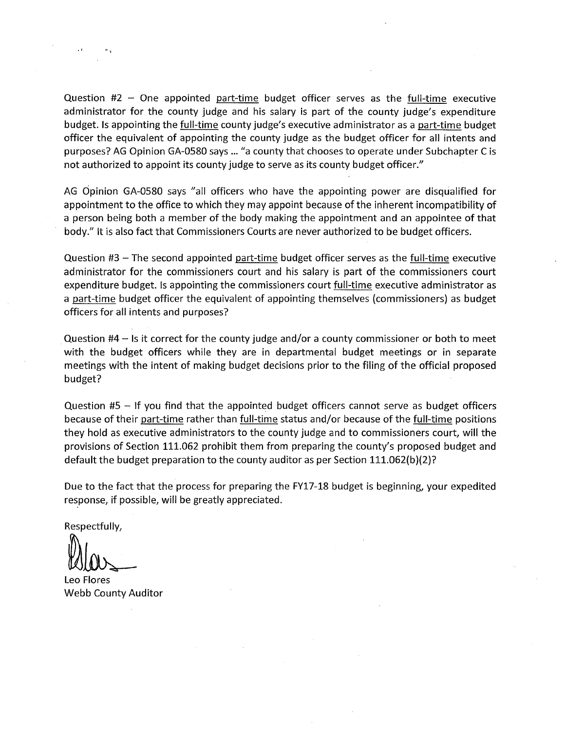Question #2 – One appointed part-time budget officer serves as the full-time executive administrator for the county judge and his salary is part of the county judge's expenditure budget. Is appointing the full-time county judge's executive administrator as a part-time budget officer the equivalent of appointing the county judge as the budget officer for all intents and purposes? AG Opinion GA-0580 says ... "a county that chooses to operate under Subchapter C is not authorized to appoint its county judge to serve as its county budget officer."

AG Opinion GA-0580 says "all officers who have the appointing power are disqualified for appointment to the office to which they may appoint because of the inherent incompatibility of a person being both a member of the body making the appointment and an appointee of that body." It is also fact that Commissioners Courts are never authorized to be budget officers.

Question #3 – The second appointed part-time budget officer serves as the full-time executive administrator for the commissioners court and his salary is part of the commissioners court expenditure budget. Is appointing the commissioners court full-time executive administrator as a part-time budget officer the equivalent of appointing themselves (commissioners) as budget officers for all intents and purposes?

Question #4 – Is it correct for the county judge and/or a county commissioner or both to meet with the budget officers while they are in departmental budget meetings or in separate meetings with the intent of making budget decisions prior to the filing of the official proposed budget?

Question #5 – If you find that the appointed budget officers cannot serve as budget officers because of their part-time rather than full-time status and/or because of the full-time positions they hold as executive administrators to the county judge and to commissioners court, will the provisions of Section 111.062 prohibit them from preparing the county's proposed budget and default the budget preparation to the county auditor as per Section 111.062(b)(2)?

Due to the fact that the process for preparing the FY17-18 budget is beginning, your expedited response, if possible, will be greatly appreciated.

Respectfully,

Leo Flores
Webb County Auditor